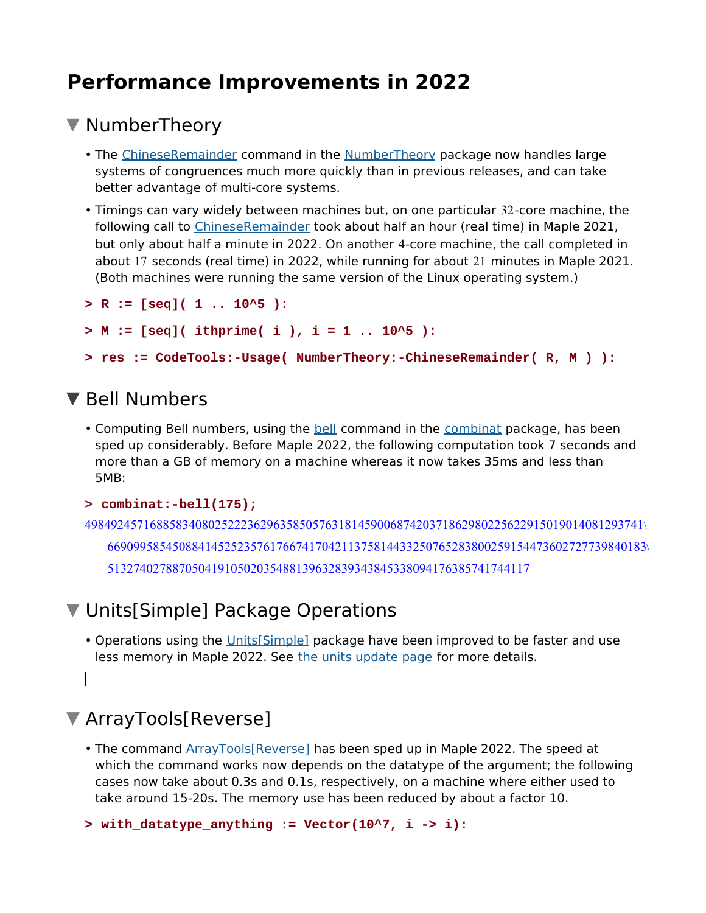# Performance Improvements in 2022

## NumberTheory

- The ChineseRemainder command in the NumberTheory package now handles large systems of congruences much more quickly than in previous releases, and can take better advantage of multi-core systems.
- Timings can vary widely between machines but, on one particular 32-core machine, the following call to ChineseRemainder took about half an hour (real time) in Maple 2021, but only about half a minute in 2022. On another 4-core machine, the call completed in about 17 seconds (real time) in 2022, while running for about 21 minutes in Maple 2021. (Both machines were running the same version of the Linux operating system.)

```
> R := [seq]( 1 .. 10^5 ):
> M := [seq]( ithprime( i ), i = 1 .. 10^5 ):
> res := CodeTools:-Usage( NumberTheory:-ChineseRemainder( R, M ) ):
```

## Bell Numbers

- Computing Bell numbers, using the bell command in the combinat package, has been sped up considerably. Before Maple 2022, the following computation took 7 seconds and more than a GB of memory on a machine whereas it now takes 35ms and less than 5MB:

```
> combinat:-bell(175);
```

49849245716885834080252223629635850576318145900687420371862980225622915019014081293741\
66909958545088414525235761766741704211375814433250765283800259154473602727739840183\
5132740278870504191050203548813963283934384533809417638574174411 7

## Units[Simple] Package Operations

- Operations using the Units[Simple] package have been improved to be faster and use less memory in Maple 2022. See the units update page for more details.

## ArrayTools[Reverse]

- The command ArrayTools[Reverse] has been sped up in Maple 2022. The speed at which the command works now depends on the datatype of the argument; the following cases now take about 0.3s and 0.1s, respectively, on a machine where either used to take around 15-20s. The memory use has been reduced by about a factor 10.

```
> with_datatype_anything := Vector(10^7, i -> i):
```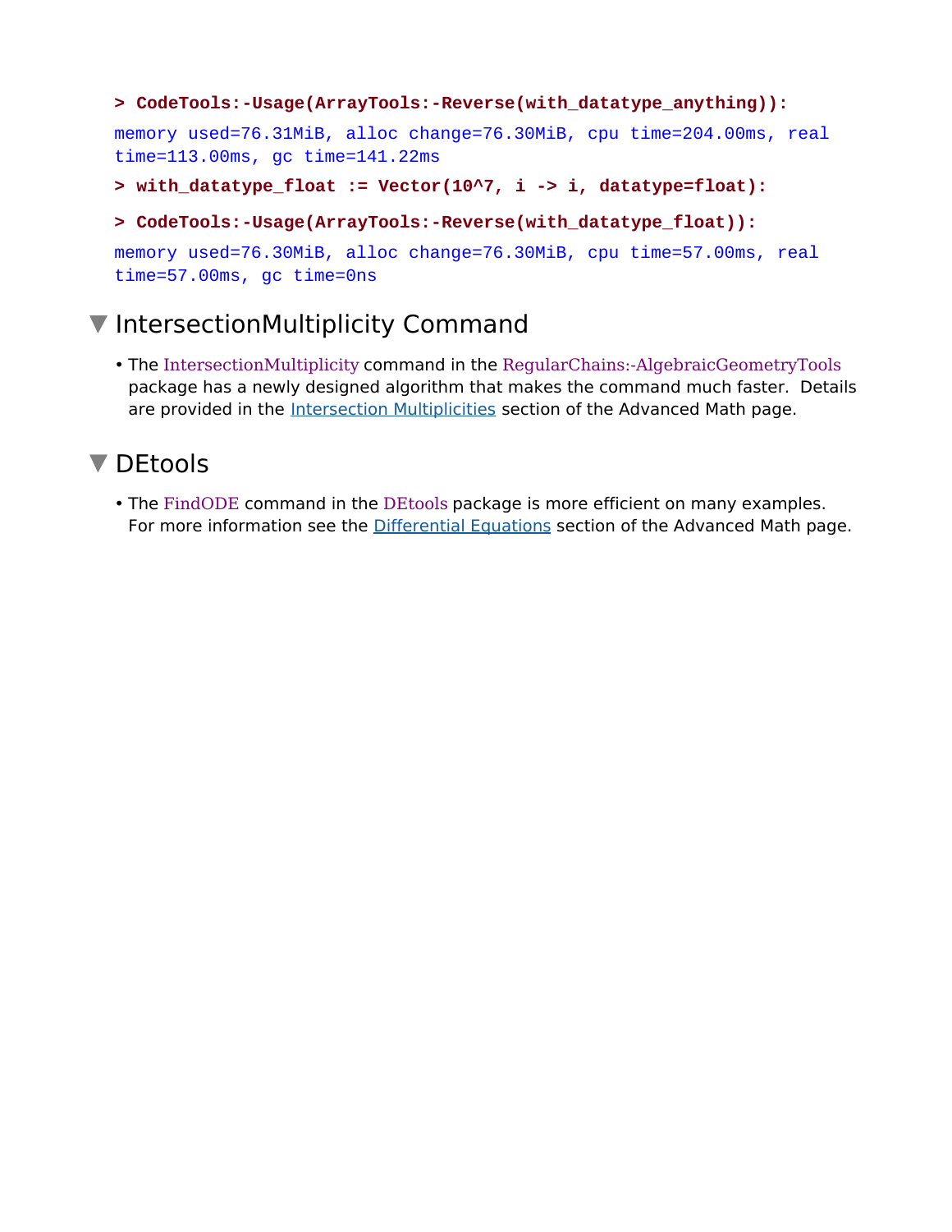```
> CodeTools:-Usage(ArrayTools:-Reverse(with_datatype_anything)):
```

```
memory used=76.31MiB, alloc change=76.30MiB, cpu time=204.00ms, real time=113.00ms, gc time=141.22ms
```

```
> with_datatype_float := Vector(10^7, i -> i, datatype=float):
```

```
> CodeTools:-Usage(ArrayTools:-Reverse(with_datatype_float)):
```

```
memory used=76.30MiB, alloc change=76.30MiB, cpu time=57.00ms, real time=57.00ms, gc time=0ns
```

## IntersectionMultiplicity Command

- The IntersectionMultiplicity command in the RegularChains:-AlgebraicGeometryTools package has a newly designed algorithm that makes the command much faster. Details are provided in the Intersection Multiplicities section of the Advanced Math page.

## DEtools

- The FindODE command in the DEtools package is more efficient on many examples. For more information see the Differential Equations section of the Advanced Math page.